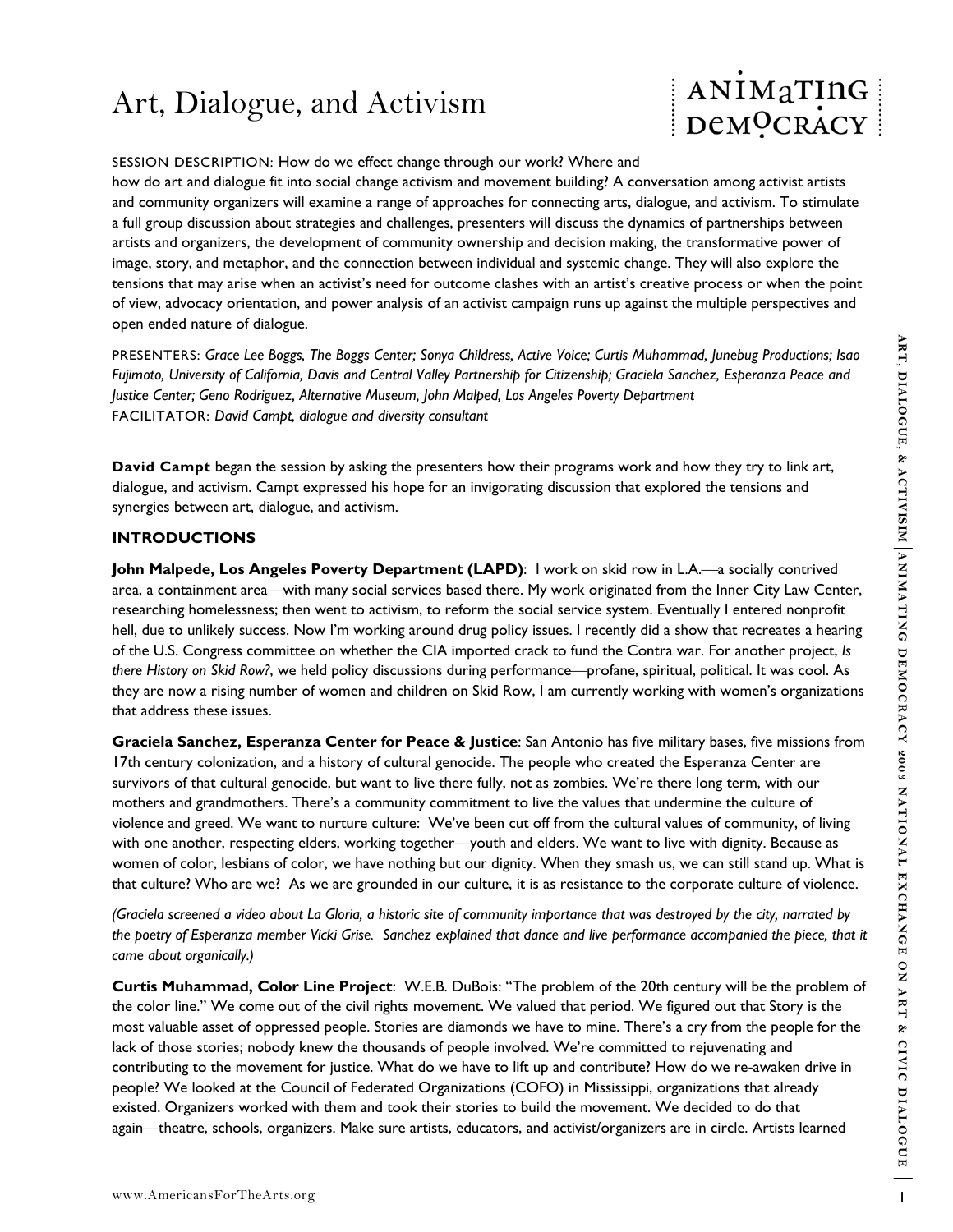# Art, Dialogue, and Activism

SESSION DESCRIPTION: How do we effect change through our work? Where and how do art and dialogue fit into social change activism and movement building? A conversation among activist artists and community organizers will examine a range of approaches for connecting arts, dialogue, and activism. To stimulate a full group discussion about strategies and challenges, presenters will discuss the dynamics of partnerships between artists and organizers, the development of community ownership and decision making, the transformative power of image, story, and metaphor, and the connection between individual and systemic change. They will also explore the tensions that may arise when an activist's need for outcome clashes with an artist's creative process or when the point of view, advocacy orientation, and power analysis of an activist campaign runs up against the multiple perspectives and open ended nature of dialogue.

PRESENTERS: *Grace Lee Boggs, The Boggs Center; Sonya Childress, Active Voice; Curtis Muhammad, Junebug Productions; Isao Fujimoto, University of California, Davis and Central Valley Partnership for Citizenship; Graciela Sanchez, Esperanza Peace and Justice Center; Geno Rodriguez, Alternative Museum, John Malped, Los Angeles Poverty Department*
FACILITATOR: *David Campt, dialogue and diversity consultant*

**David Campt** began the session by asking the presenters how their programs work and how they try to link art, dialogue, and activism. Campt expressed his hope for an invigorating discussion that explored the tensions and synergies between art, dialogue, and activism.

## INTRODUCTIONS

**John Malpede, Los Angeles Poverty Department (LAPD)**: I work on skid row in L.A.—a socially contrived area, a containment area—with many social services based there. My work originated from the Inner City Law Center, researching homelessness; then went to activism, to reform the social service system. Eventually I entered nonprofit hell, due to unlikely success. Now I'm working around drug policy issues. I recently did a show that recreates a hearing of the U.S. Congress committee on whether the CIA imported crack to fund the Contra war. For another project, *Is there History on Skid Row?*, we held policy discussions during performance—profane, spiritual, political. It was cool. As they are now a rising number of women and children on Skid Row, I am currently working with women's organizations that address these issues.

**Graciela Sanchez, Esperanza Center for Peace & Justice**: San Antonio has five military bases, five missions from 17th century colonization, and a history of cultural genocide. The people who created the Esperanza Center are survivors of that cultural genocide, but want to live there fully, not as zombies. We're there long term, with our mothers and grandmothers. There's a community commitment to live the values that undermine the culture of violence and greed. We want to nurture culture: We've been cut off from the cultural values of community, of living with one another, respecting elders, working together—youth and elders. We want to live with dignity. Because as women of color, lesbians of color, we have nothing but our dignity. When they smash us, we can still stand up. What is that culture? Who are we? As we are grounded in our culture, it is as resistance to the corporate culture of violence.

*(Graciela screened a video about La Gloria, a historic site of community importance that was destroyed by the city, narrated by the poetry of Esperanza member Vicki Grise. Sanchez explained that dance and live performance accompanied the piece, that it came about organically.)*

**Curtis Muhammad, Color Line Project**: W.E.B. DuBois: "The problem of the 20th century will be the problem of the color line." We come out of the civil rights movement. We valued that period. We figured out that Story is the most valuable asset of oppressed people. Stories are diamonds we have to mine. There's a cry from the people for the lack of those stories; nobody knew the thousands of people involved. We're committed to rejuvenating and contributing to the movement for justice. What do we have to lift up and contribute? How do we re-awaken drive in people? We looked at the Council of Federated Organizations (COFO) in Mississippi, organizations that already existed. Organizers worked with them and took their stories to build the movement. We decided to do that again—theatre, schools, organizers. Make sure artists, educators, and activist/organizers are in circle. Artists learned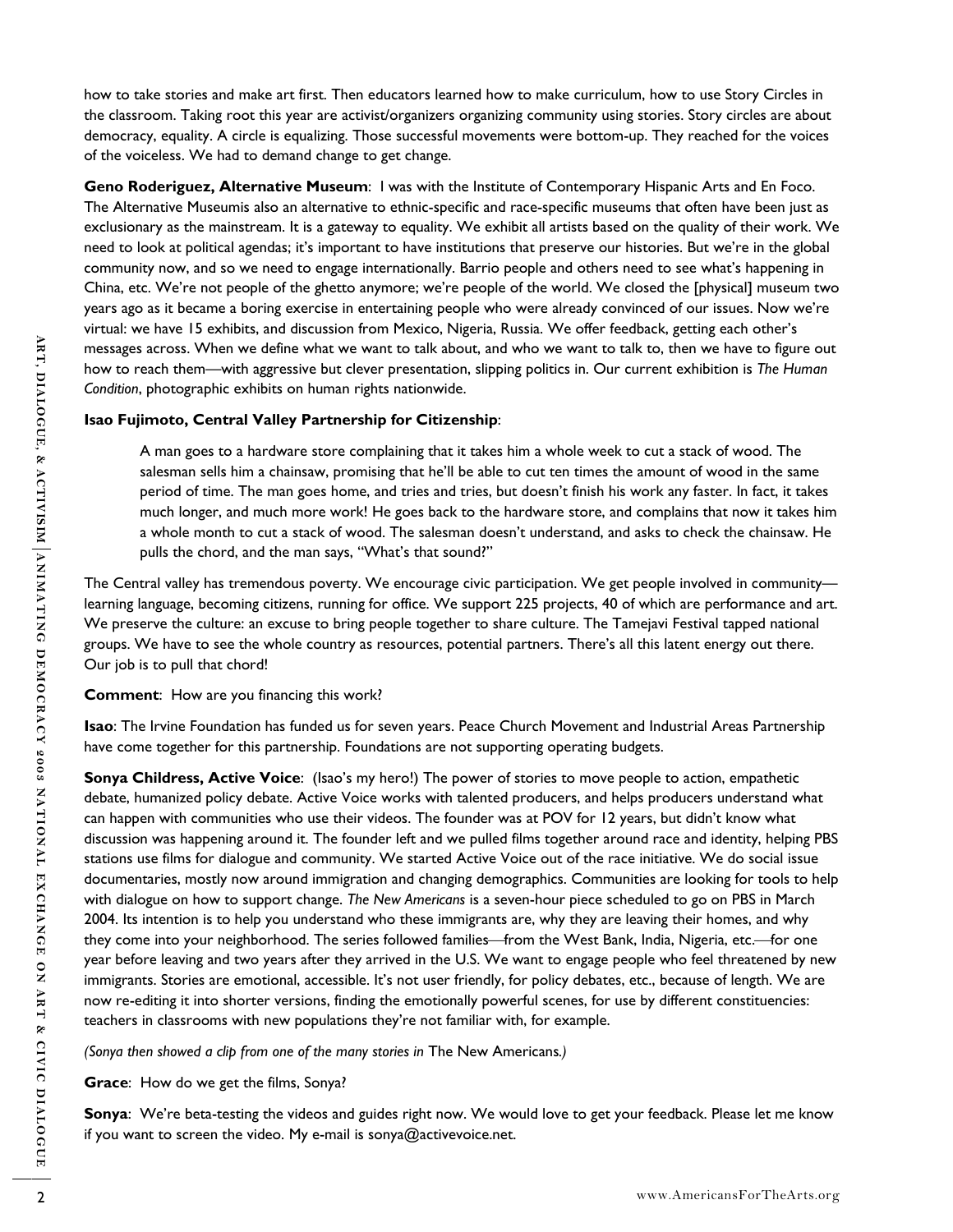how to take stories and make art first. Then educators learned how to make curriculum, how to use Story Circles in the classroom. Taking root this year are activist/organizers organizing community using stories. Story circles are about democracy, equality. A circle is equalizing. Those successful movements were bottom-up. They reached for the voices of the voiceless. We had to demand change to get change.

**Geno Roderiguez, Alternative Museum**: I was with the Institute of Contemporary Hispanic Arts and En Foco. The Alternative Museumis also an alternative to ethnic-specific and race-specific museums that often have been just as exclusionary as the mainstream. It is a gateway to equality. We exhibit all artists based on the quality of their work. We need to look at political agendas; it's important to have institutions that preserve our histories. But we're in the global community now, and so we need to engage internationally. Barrio people and others need to see what's happening in China, etc. We're not people of the ghetto anymore; we're people of the world. We closed the [physical] museum two years ago as it became a boring exercise in entertaining people who were already convinced of our issues. Now we're virtual: we have 15 exhibits, and discussion from Mexico, Nigeria, Russia. We offer feedback, getting each other's messages across. When we define what we want to talk about, and who we want to talk to, then we have to figure out how to reach them—with aggressive but clever presentation, slipping politics in. Our current exhibition is *The Human Condition*, photographic exhibits on human rights nationwide.

**Isao Fujimoto, Central Valley Partnership for Citizenship**:

> A man goes to a hardware store complaining that it takes him a whole week to cut a stack of wood. The salesman sells him a chainsaw, promising that he'll be able to cut ten times the amount of wood in the same period of time. The man goes home, and tries and tries, but doesn't finish his work any faster. In fact, it takes much longer, and much more work! He goes back to the hardware store, and complains that now it takes him a whole month to cut a stack of wood. The salesman doesn't understand, and asks to check the chainsaw. He pulls the chord, and the man says, "What's that sound?"

The Central valley has tremendous poverty. We encourage civic participation. We get people involved in community—learning language, becoming citizens, running for office. We support 225 projects, 40 of which are performance and art. We preserve the culture: an excuse to bring people together to share culture. The Tamejavi Festival tapped national groups. We have to see the whole country as resources, potential partners. There's all this latent energy out there. Our job is to pull that chord!

**Comment**: How are you financing this work?

**Isao**: The Irvine Foundation has funded us for seven years. Peace Church Movement and Industrial Areas Partnership have come together for this partnership. Foundations are not supporting operating budgets.

**Sonya Childress, Active Voice**: (Isao's my hero!) The power of stories to move people to action, empathetic debate, humanized policy debate. Active Voice works with talented producers, and helps producers understand what can happen with communities who use their videos. The founder was at POV for 12 years, but didn't know what discussion was happening around it. The founder left and we pulled films together around race and identity, helping PBS stations use films for dialogue and community. We started Active Voice out of the race initiative. We do social issue documentaries, mostly now around immigration and changing demographics. Communities are looking for tools to help with dialogue on how to support change. *The New Americans* is a seven-hour piece scheduled to go on PBS in March 2004. Its intention is to help you understand who these immigrants are, why they are leaving their homes, and why they come into your neighborhood. The series followed families—from the West Bank, India, Nigeria, etc.—for one year before leaving and two years after they arrived in the U.S. We want to engage people who feel threatened by new immigrants. Stories are emotional, accessible. It's not user friendly, for policy debates, etc., because of length. We are now re-editing it into shorter versions, finding the emotionally powerful scenes, for use by different constituencies: teachers in classrooms with new populations they're not familiar with, for example.

*(Sonya then showed a clip from one of the many stories in* The New Americans*.)*

**Grace**: How do we get the films, Sonya?

**Sonya**: We're beta-testing the videos and guides right now. We would love to get your feedback. Please let me know if you want to screen the video. My e-mail is sonya@activevoice.net.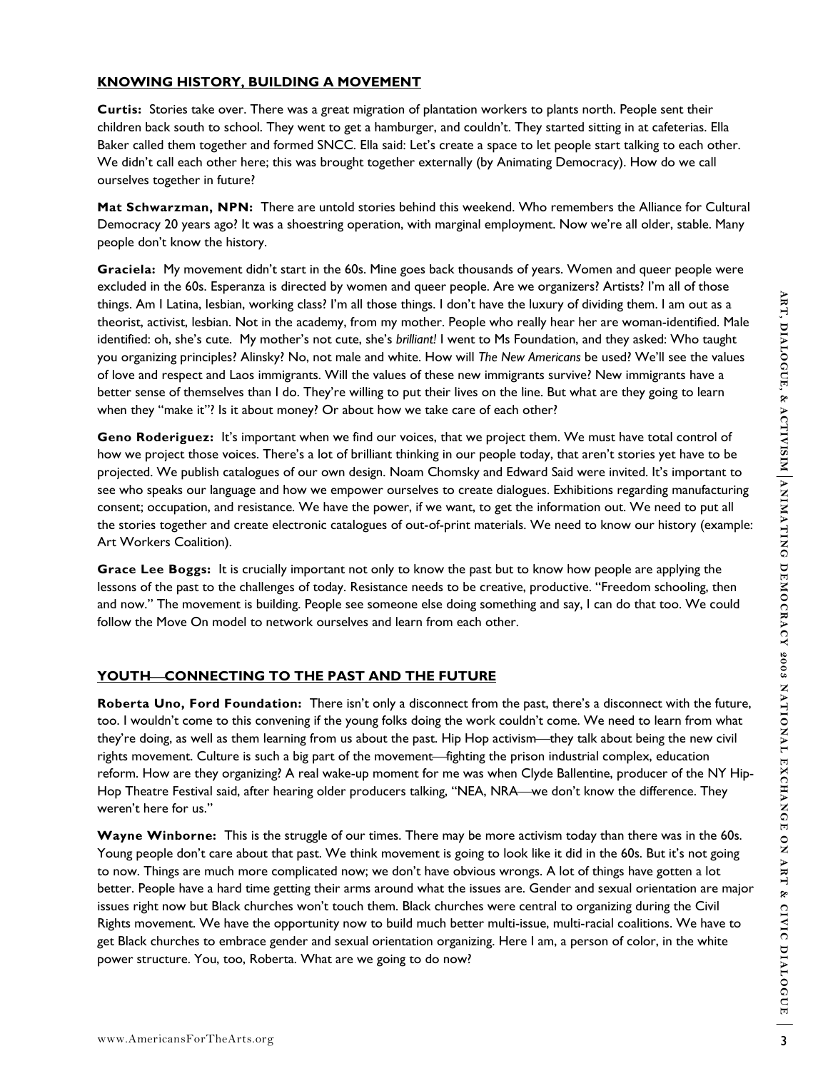## KNOWING HISTORY, BUILDING A MOVEMENT

**Curtis:** Stories take over. There was a great migration of plantation workers to plants north. People sent their children back south to school. They went to get a hamburger, and couldn't. They started sitting in at cafeterias. Ella Baker called them together and formed SNCC. Ella said: Let's create a space to let people start talking to each other. We didn't call each other here; this was brought together externally (by Animating Democracy). How do we call ourselves together in future?

**Mat Schwarzman, NPN:** There are untold stories behind this weekend. Who remembers the Alliance for Cultural Democracy 20 years ago? It was a shoestring operation, with marginal employment. Now we're all older, stable. Many people don't know the history.

**Graciela:** My movement didn't start in the 60s. Mine goes back thousands of years. Women and queer people were excluded in the 60s. Esperanza is directed by women and queer people. Are we organizers? Artists? I'm all of those things. Am I Latina, lesbian, working class? I'm all those things. I don't have the luxury of dividing them. I am out as a theorist, activist, lesbian. Not in the academy, from my mother. People who really hear her are woman-identified. Male identified: oh, she's cute. My mother's not cute, she's *brilliant!* I went to Ms Foundation, and they asked: Who taught you organizing principles? Alinsky? No, not male and white. How will *The New Americans* be used? We'll see the values of love and respect and Laos immigrants. Will the values of these new immigrants survive? New immigrants have a better sense of themselves than I do. They're willing to put their lives on the line. But what are they going to learn when they "make it"? Is it about money? Or about how we take care of each other?

**Geno Roderiguez:** It's important when we find our voices, that we project them. We must have total control of how we project those voices. There's a lot of brilliant thinking in our people today, that aren't stories yet have to be projected. We publish catalogues of our own design. Noam Chomsky and Edward Said were invited. It's important to see who speaks our language and how we empower ourselves to create dialogues. Exhibitions regarding manufacturing consent; occupation, and resistance. We have the power, if we want, to get the information out. We need to put all the stories together and create electronic catalogues of out-of-print materials. We need to know our history (example: Art Workers Coalition).

**Grace Lee Boggs:** It is crucially important not only to know the past but to know how people are applying the lessons of the past to the challenges of today. Resistance needs to be creative, productive. "Freedom schooling, then and now." The movement is building. People see someone else doing something and say, I can do that too. We could follow the Move On model to network ourselves and learn from each other.

## YOUTH—CONNECTING TO THE PAST AND THE FUTURE

**Roberta Uno, Ford Foundation:** There isn't only a disconnect from the past, there's a disconnect with the future, too. I wouldn't come to this convening if the young folks doing the work couldn't come. We need to learn from what they're doing, as well as them learning from us about the past. Hip Hop activism—they talk about being the new civil rights movement. Culture is such a big part of the movement—fighting the prison industrial complex, education reform. How are they organizing? A real wake-up moment for me was when Clyde Ballentine, producer of the NY Hip-Hop Theatre Festival said, after hearing older producers talking, "NEA, NRA—we don't know the difference. They weren't here for us."

**Wayne Winborne:** This is the struggle of our times. There may be more activism today than there was in the 60s. Young people don't care about that past. We think movement is going to look like it did in the 60s. But it's not going to now. Things are much more complicated now; we don't have obvious wrongs. A lot of things have gotten a lot better. People have a hard time getting their arms around what the issues are. Gender and sexual orientation are major issues right now but Black churches won't touch them. Black churches were central to organizing during the Civil Rights movement. We have the opportunity now to build much better multi-issue, multi-racial coalitions. We have to get Black churches to embrace gender and sexual orientation organizing. Here I am, a person of color, in the white power structure. You, too, Roberta. What are we going to do now?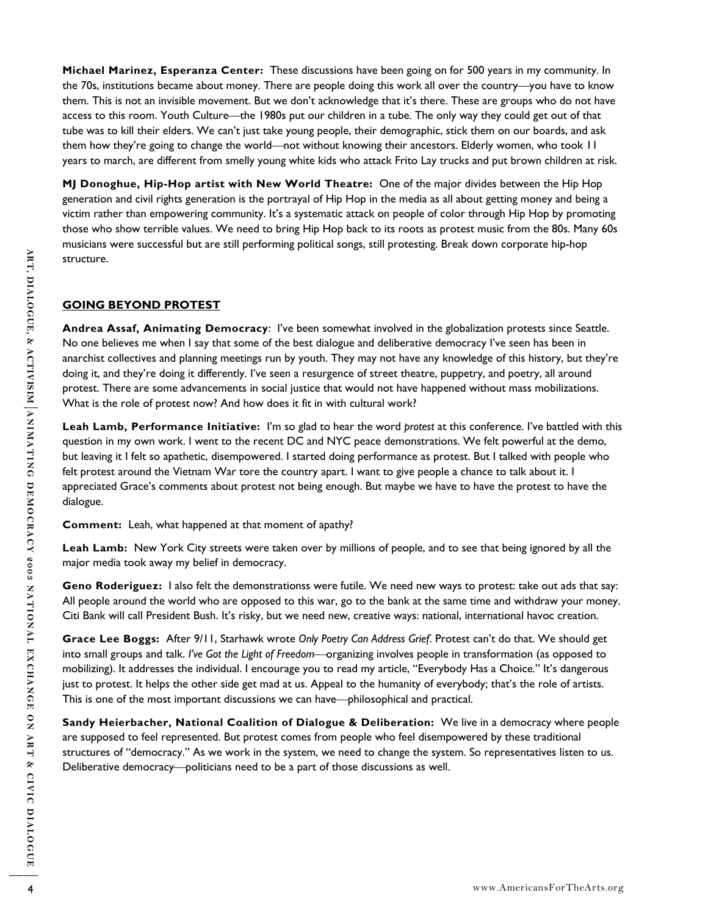**Michael Marinez, Esperanza Center:** These discussions have been going on for 500 years in my community. In the 70s, institutions became about money. There are people doing this work all over the country—you have to know them. This is not an invisible movement. But we don't acknowledge that it's there. These are groups who do not have access to this room. Youth Culture—the 1980s put our children in a tube. The only way they could get out of that tube was to kill their elders. We can't just take young people, their demographic, stick them on our boards, and ask them how they're going to change the world—not without knowing their ancestors. Elderly women, who took 11 years to march, are different from smelly young white kids who attack Frito Lay trucks and put brown children at risk.

**MJ Donoghue, Hip-Hop artist with New World Theatre:** One of the major divides between the Hip Hop generation and civil rights generation is the portrayal of Hip Hop in the media as all about getting money and being a victim rather than empowering community. It's a systematic attack on people of color through Hip Hop by promoting those who show terrible values. We need to bring Hip Hop back to its roots as protest music from the 80s. Many 60s musicians were successful but are still performing political songs, still protesting. Break down corporate hip-hop structure.

## GOING BEYOND PROTEST

**Andrea Assaf, Animating Democracy**: I've been somewhat involved in the globalization protests since Seattle. No one believes me when I say that some of the best dialogue and deliberative democracy I've seen has been in anarchist collectives and planning meetings run by youth. They may not have any knowledge of this history, but they're doing it, and they're doing it differently. I've seen a resurgence of street theatre, puppetry, and poetry, all around protest. There are some advancements in social justice that would not have happened without mass mobilizations. What is the role of protest now? And how does it fit in with cultural work?

**Leah Lamb, Performance Initiative:** I'm so glad to hear the word *protest* at this conference. I've battled with this question in my own work. I went to the recent DC and NYC peace demonstrations. We felt powerful at the demo, but leaving it I felt so apathetic, disempowered. I started doing performance as protest. But I talked with people who felt protest around the Vietnam War tore the country apart. I want to give people a chance to talk about it. I appreciated Grace's comments about protest not being enough. But maybe we have to have the protest to have the dialogue.

**Comment:** Leah, what happened at that moment of apathy?

**Leah Lamb:** New York City streets were taken over by millions of people, and to see that being ignored by all the major media took away my belief in democracy.

**Geno Roderiguez:** I also felt the demonstrationss were futile. We need new ways to protest: take out ads that say: All people around the world who are opposed to this war, go to the bank at the same time and withdraw your money. Citi Bank will call President Bush. It's risky, but we need new, creative ways: national, international havoc creation.

**Grace Lee Boggs:** After 9/11, Starhawk wrote *Only Poetry Can Address Grief*. Protest can't do that. We should get into small groups and talk. *I've Got the Light of Freedom*—organizing involves people in transformation (as opposed to mobilizing). It addresses the individual. I encourage you to read my article, "Everybody Has a Choice." It's dangerous just to protest. It helps the other side get mad at us. Appeal to the humanity of everybody; that's the role of artists. This is one of the most important discussions we can have—philosophical and practical.

**Sandy Heierbacher, National Coalition of Dialogue & Deliberation:** We live in a democracy where people are supposed to feel represented. But protest comes from people who feel disempowered by these traditional structures of "democracy." As we work in the system, we need to change the system. So representatives listen to us. Deliberative democracy—politicians need to be a part of those discussions as well.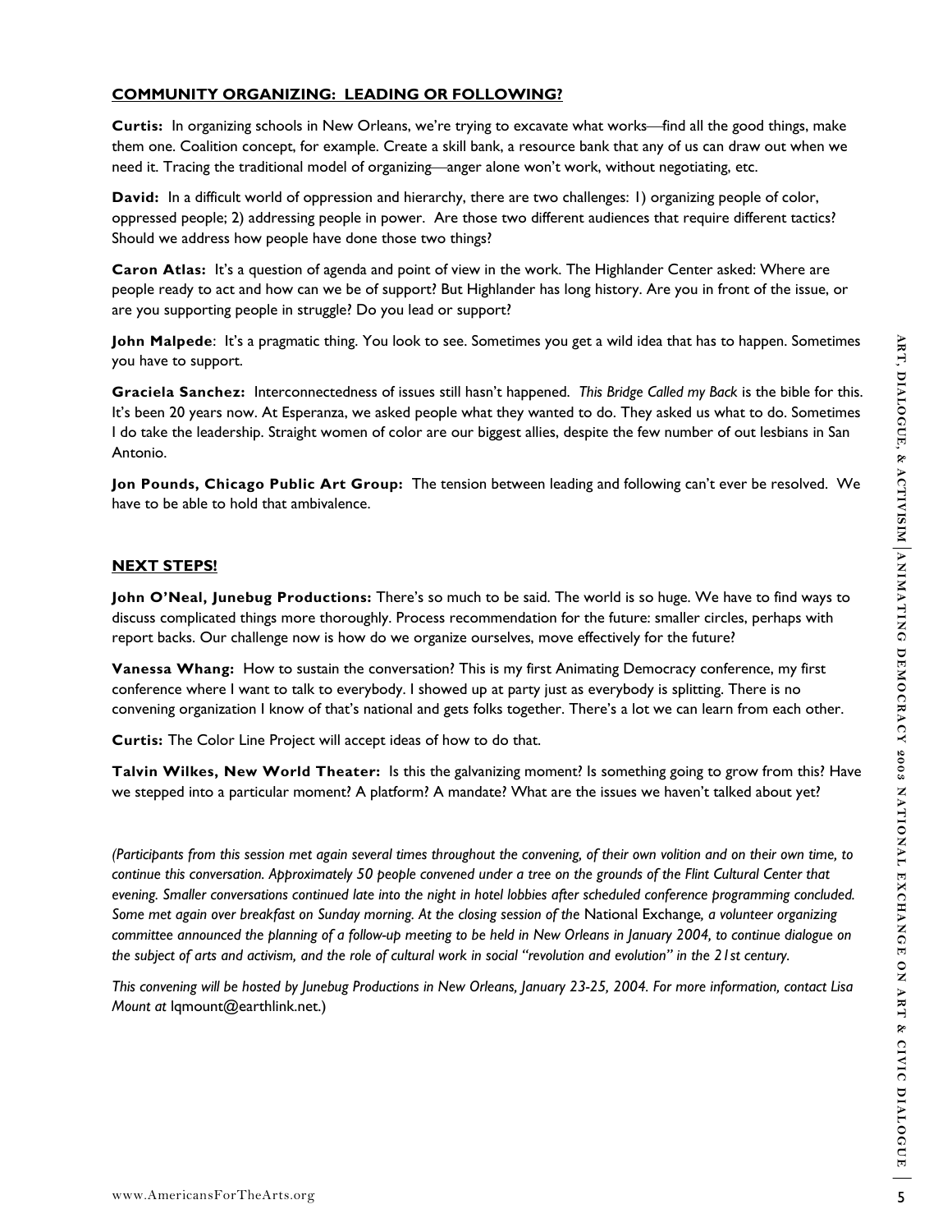## COMMUNITY ORGANIZING: LEADING OR FOLLOWING?

**Curtis:** In organizing schools in New Orleans, we're trying to excavate what works—find all the good things, make them one. Coalition concept, for example. Create a skill bank, a resource bank that any of us can draw out when we need it. Tracing the traditional model of organizing—anger alone won't work, without negotiating, etc.

**David:** In a difficult world of oppression and hierarchy, there are two challenges: 1) organizing people of color, oppressed people; 2) addressing people in power. Are those two different audiences that require different tactics? Should we address how people have done those two things?

**Caron Atlas:** It's a question of agenda and point of view in the work. The Highlander Center asked: Where are people ready to act and how can we be of support? But Highlander has long history. Are you in front of the issue, or are you supporting people in struggle? Do you lead or support?

**John Malpede**: It's a pragmatic thing. You look to see. Sometimes you get a wild idea that has to happen. Sometimes you have to support.

**Graciela Sanchez:** Interconnectedness of issues still hasn't happened. *This Bridge Called my Back* is the bible for this. It's been 20 years now. At Esperanza, we asked people what they wanted to do. They asked us what to do. Sometimes I do take the leadership. Straight women of color are our biggest allies, despite the few number of out lesbians in San Antonio.

**Jon Pounds, Chicago Public Art Group:** The tension between leading and following can't ever be resolved. We have to be able to hold that ambivalence.

## NEXT STEPS!

**John O'Neal, Junebug Productions:** There's so much to be said. The world is so huge. We have to find ways to discuss complicated things more thoroughly. Process recommendation for the future: smaller circles, perhaps with report backs. Our challenge now is how do we organize ourselves, move effectively for the future?

**Vanessa Whang:** How to sustain the conversation? This is my first Animating Democracy conference, my first conference where I want to talk to everybody. I showed up at party just as everybody is splitting. There is no convening organization I know of that's national and gets folks together. There's a lot we can learn from each other.

**Curtis:** The Color Line Project will accept ideas of how to do that.

**Talvin Wilkes, New World Theater:** Is this the galvanizing moment? Is something going to grow from this? Have we stepped into a particular moment? A platform? A mandate? What are the issues we haven't talked about yet?

*(Participants from this session met again several times throughout the convening, of their own volition and on their own time, to continue this conversation. Approximately 50 people convened under a tree on the grounds of the Flint Cultural Center that evening. Smaller conversations continued late into the night in hotel lobbies after scheduled conference programming concluded. Some met again over breakfast on Sunday morning. At the closing session of the* National Exchange*, a volunteer organizing committee announced the planning of a follow-up meeting to be held in New Orleans in January 2004, to continue dialogue on the subject of arts and activism, and the role of cultural work in social "revolution and evolution" in the 21st century.*

*This convening will be hosted by Junebug Productions in New Orleans, January 23-25, 2004. For more information, contact Lisa Mount at* lqmount@earthlink.net.)